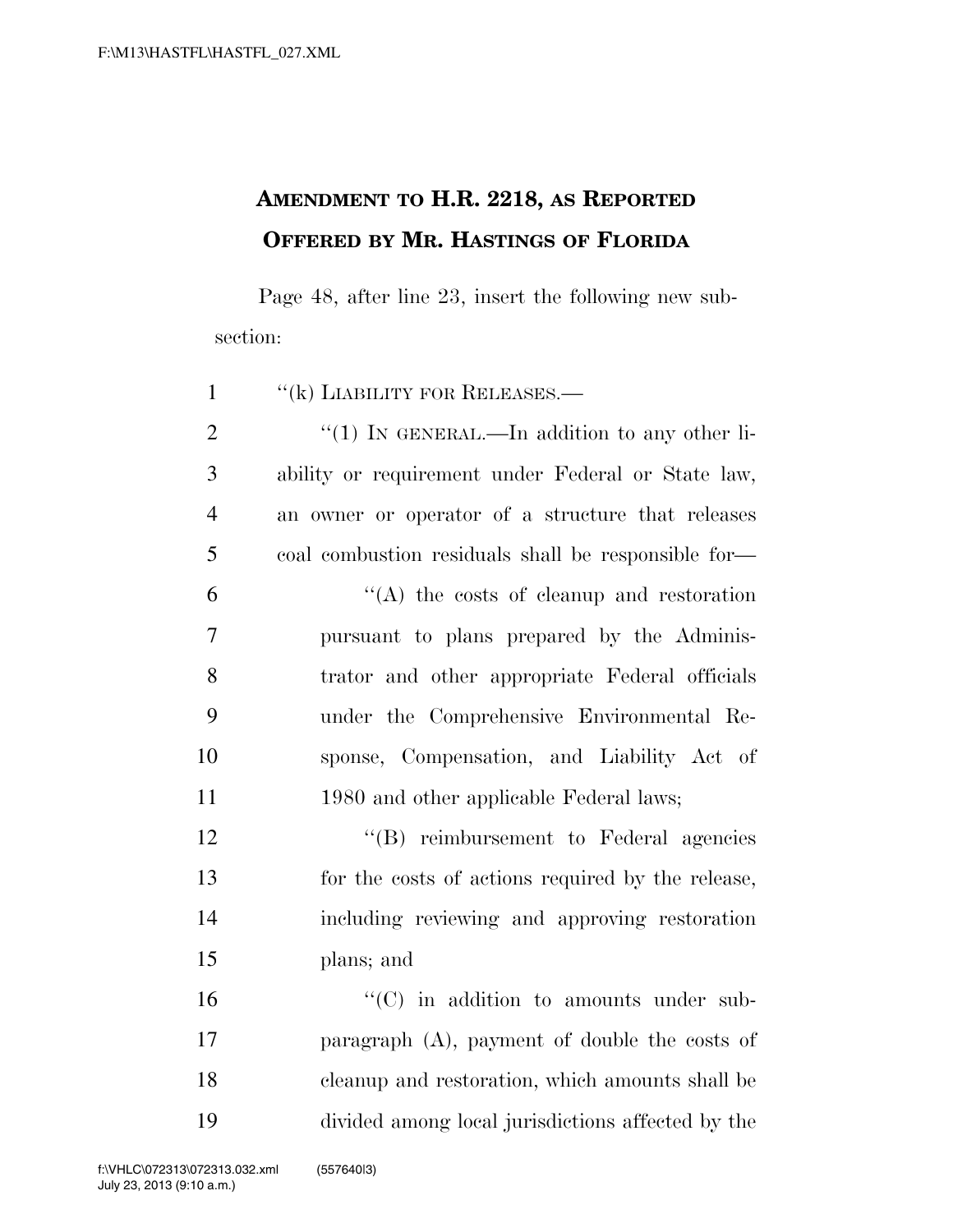**AMENDMENT TO H.R. 2218, AS REPORTED OFFERED BY MR. HASTINGS OF FLORIDA**

Page 48, after line 23, insert the following new subsection:

"(k) LIABILITY FOR RELEASES.—

"(1) IN GENERAL.—In addition to any other liability or requirement under Federal or State law, an owner or operator of a structure that releases coal combustion residuals shall be responsible for—

"(A) the costs of cleanup and restoration pursuant to plans prepared by the Administrator and other appropriate Federal officials under the Comprehensive Environmental Response, Compensation, and Liability Act of 1980 and other applicable Federal laws;

"(B) reimbursement to Federal agencies for the costs of actions required by the release, including reviewing and approving restoration plans; and

"(C) in addition to amounts under subparagraph (A), payment of double the costs of cleanup and restoration, which amounts shall be divided among local jurisdictions affected by the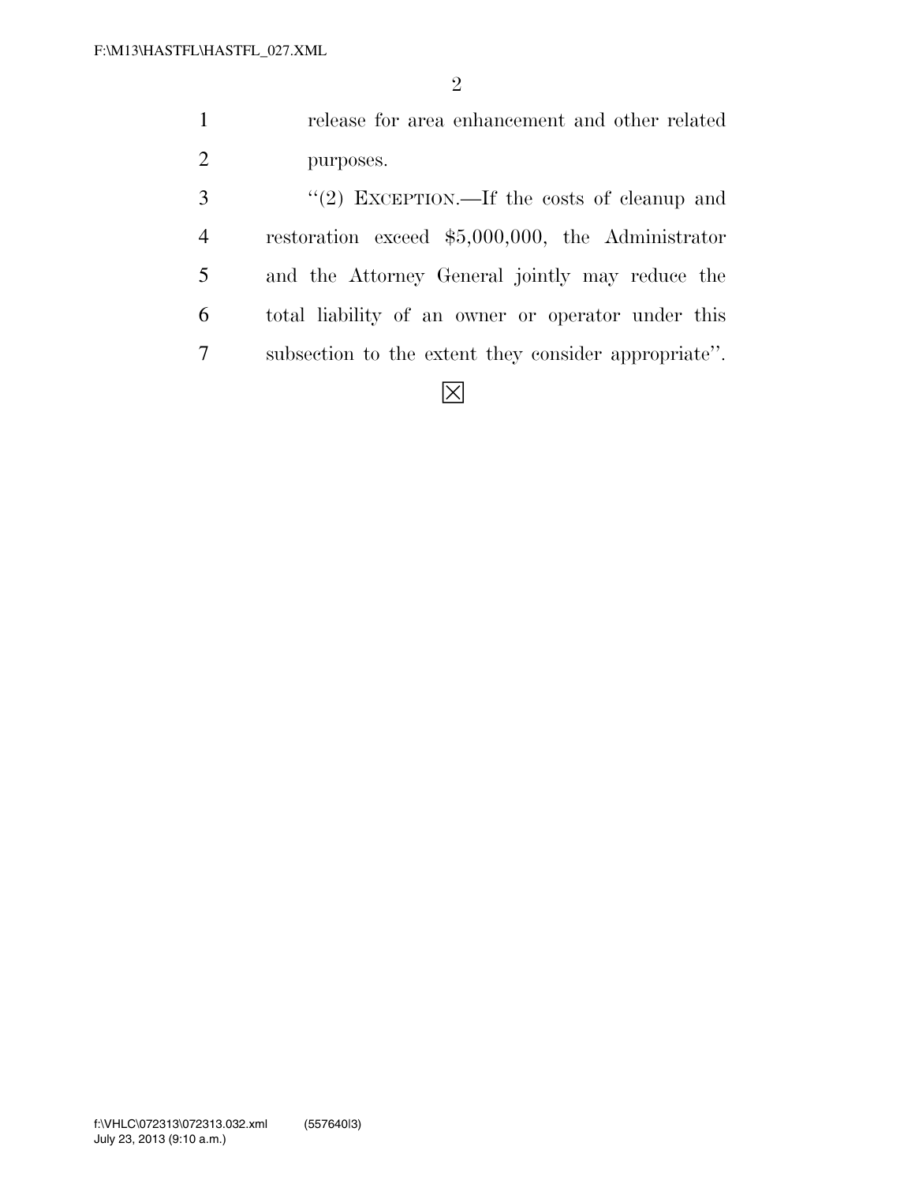release for area enhancement and other related purposes.

''(2) EXCEPTION.—If the costs of cleanup and restoration exceed $5,000,000, the Administrator and the Attorney General jointly may reduce the total liability of an owner or operator under this subsection to the extent they consider appropriate''.